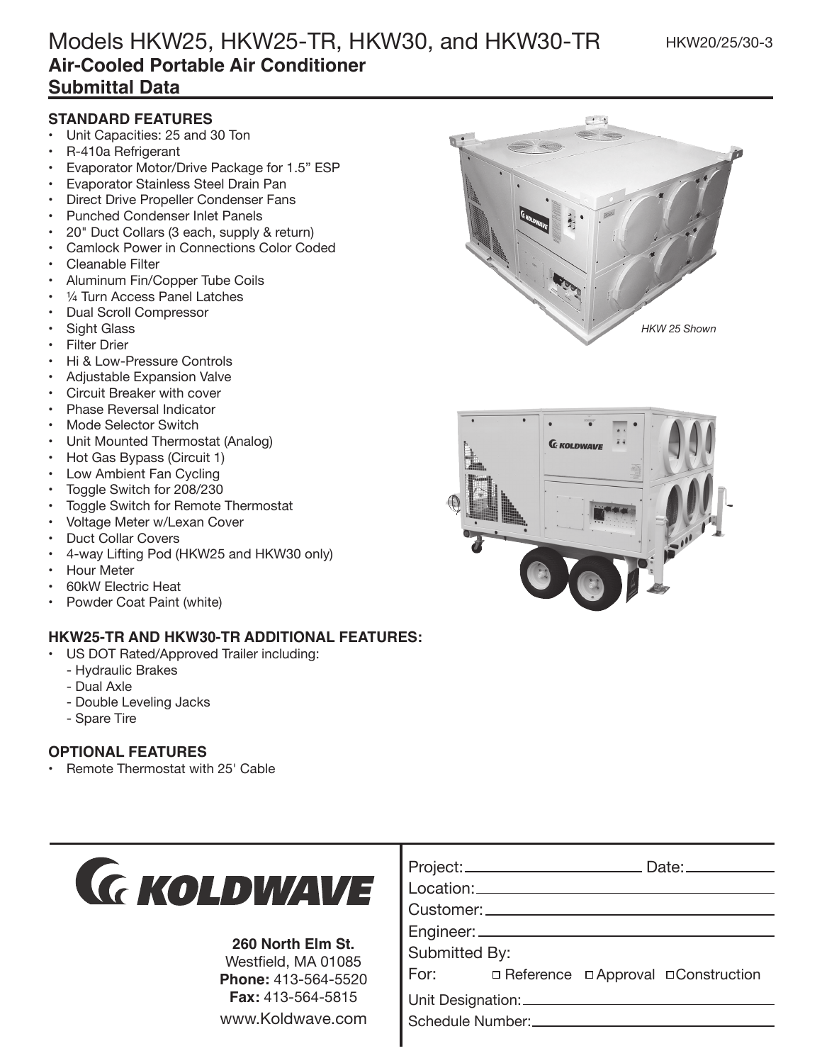# Models HKW25, HKW25-TR, HKW30, and HKW30-TR

HKW20/25/30-3

## Air-Cooled Portable Air Conditioner
## Submittal Data

### STANDARD FEATURES

- Unit Capacities: 25 and 30 Ton
- R-410a Refrigerant
- Evaporator Motor/Drive Package for 1.5" ESP
- Evaporator Stainless Steel Drain Pan
- Direct Drive Propeller Condenser Fans
- Punched Condenser Inlet Panels
- 20" Duct Collars (3 each, supply & return)
- Camlock Power in Connections Color Coded
- Cleanable Filter
- Aluminum Fin/Copper Tube Coils
- ¼ Turn Access Panel Latches
- Dual Scroll Compressor
- Sight Glass
- Filter Drier
- Hi & Low-Pressure Controls
- Adjustable Expansion Valve
- Circuit Breaker with cover
- Phase Reversal Indicator
- Mode Selector Switch
- Unit Mounted Thermostat (Analog)
- Hot Gas Bypass (Circuit 1)
- Low Ambient Fan Cycling
- Toggle Switch for 208/230
- Toggle Switch for Remote Thermostat
- Voltage Meter w/Lexan Cover
- Duct Collar Covers
- 4-way Lifting Pod (HKW25 and HKW30 only)
- Hour Meter
- 60kW Electric Heat
- Powder Coat Paint (white)

*HKW 25 Shown*

### HKW25-TR AND HKW30-TR ADDITIONAL FEATURES:

- US DOT Rated/Approved Trailer including:
  - Hydraulic Brakes
  - Dual Axle
  - Double Leveling Jacks
  - Spare Tire

### OPTIONAL FEATURES

- Remote Thermostat with 25' Cable

**KOLDWAVE**

**260 North Elm St.**
Westfield, MA 01085
**Phone:** 413-564-5520
**Fax:** 413-564-5815
www.Koldwave.com

Project: ______________________ Date: ___________
Location: ______________________
Customer: ______________________
Engineer: ______________________
Submitted By:
For: ☐ Reference ☐ Approval ☐ Construction
Unit Designation: ______________________
Schedule Number: ______________________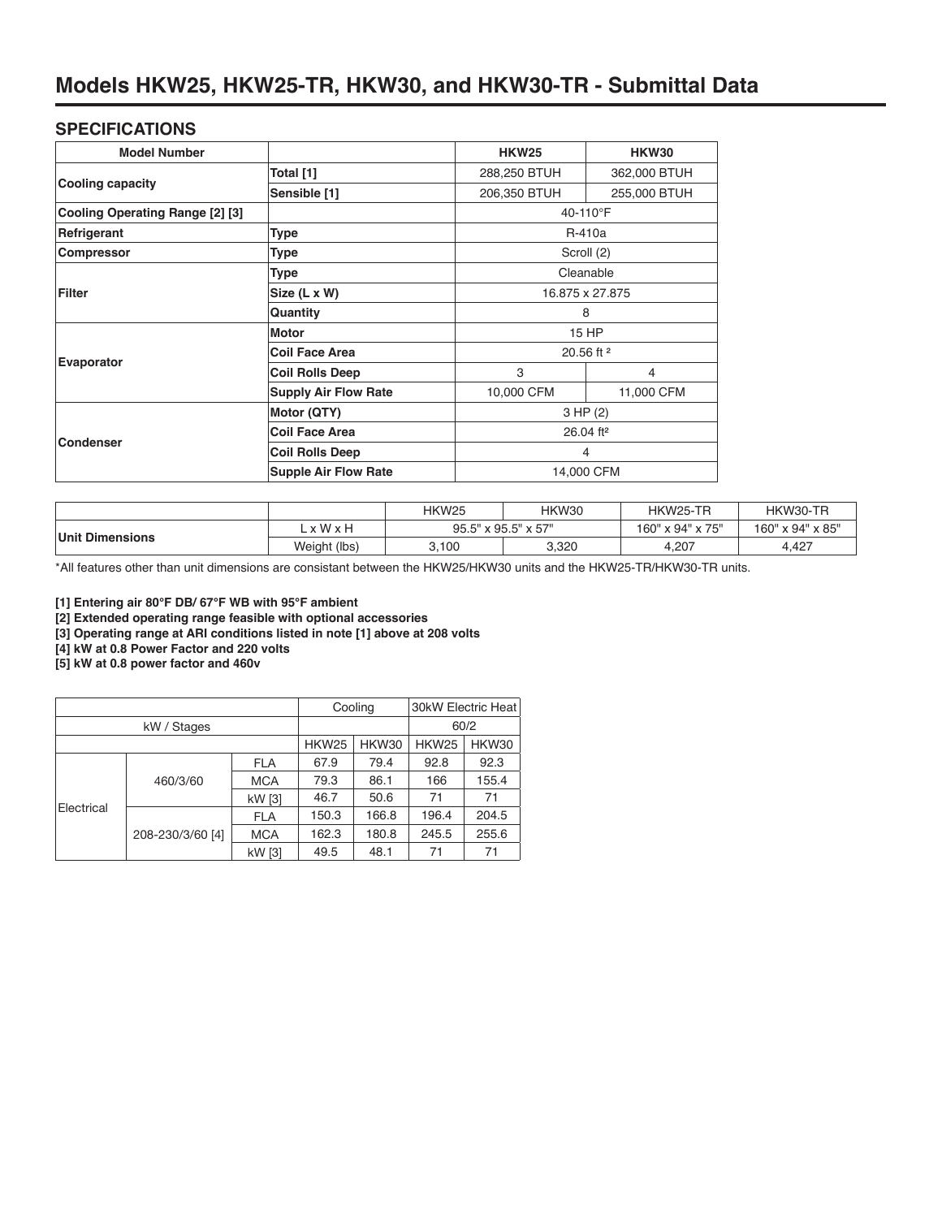# Models HKW25, HKW25-TR, HKW30, and HKW30-TR - Submittal Data

## SPECIFICATIONS

| Model Number | | HKW25 | HKW30 |
|---|---|---|---|
| Cooling capacity | Total [1] | 288,250 BTUH | 362,000 BTUH |
| | Sensible [1] | 206,350 BTUH | 255,000 BTUH |
| Cooling Operating Range [2] [3] | | 40-110°F | |
| Refrigerant | Type | R-410a | |
| Compressor | Type | Scroll (2) | |
| Filter | Type | Cleanable | |
| | Size (L x W) | 16.875 x 27.875 | |
| | Quantity | 8 | |
| Evaporator | Motor | 15 HP | |
| | Coil Face Area | 20.56 ft ² | |
| | Coil Rolls Deep | 3 | 4 |
| | Supply Air Flow Rate | 10,000 CFM | 11,000 CFM |
| Condenser | Motor (QTY) | 3 HP (2) | |
| | Coil Face Area | 26.04 ft² | |
| | Coil Rolls Deep | 4 | |
| | Supple Air Flow Rate | 14,000 CFM | |

| | | HKW25 | HKW30 | HKW25-TR | HKW30-TR |
|---|---|---|---|---|---|
| Unit Dimensions | L x W x H | 95.5" x 95.5" x 57" | | 160" x 94" x 75" | 160" x 94" x 85" |
| | Weight (lbs) | 3,100 | 3,320 | 4,207 | 4,427 |

*All features other than unit dimensions are consistant between the HKW25/HKW30 units and the HKW25-TR/HKW30-TR units.

**[1] Entering air 80°F DB/ 67°F WB with 95°F ambient**
**[2] Extended operating range feasible with optional accessories**
**[3] Operating range at ARI conditions listed in note [1] above at 208 volts**
**[4] kW at 0.8 Power Factor and 220 volts**
**[5] kW at 0.8 power factor and 460v**

| | | | Cooling | | 30kW Electric Heat | |
|---|---|---|---|---|---|---|
| kW / Stages | | | | | 60/2 | |
| | | | HKW25 | HKW30 | HKW25 | HKW30 |
| Electrical | 460/3/60 | FLA | 67.9 | 79.4 | 92.8 | 92.3 |
| | | MCA | 79.3 | 86.1 | 166 | 155.4 |
| | | kW [3] | 46.7 | 50.6 | 71 | 71 |
| | 208-230/3/60 [4] | FLA | 150.3 | 166.8 | 196.4 | 204.5 |
| | | MCA | 162.3 | 180.8 | 245.5 | 255.6 |
| | | kW [3] | 49.5 | 48.1 | 71 | 71 |